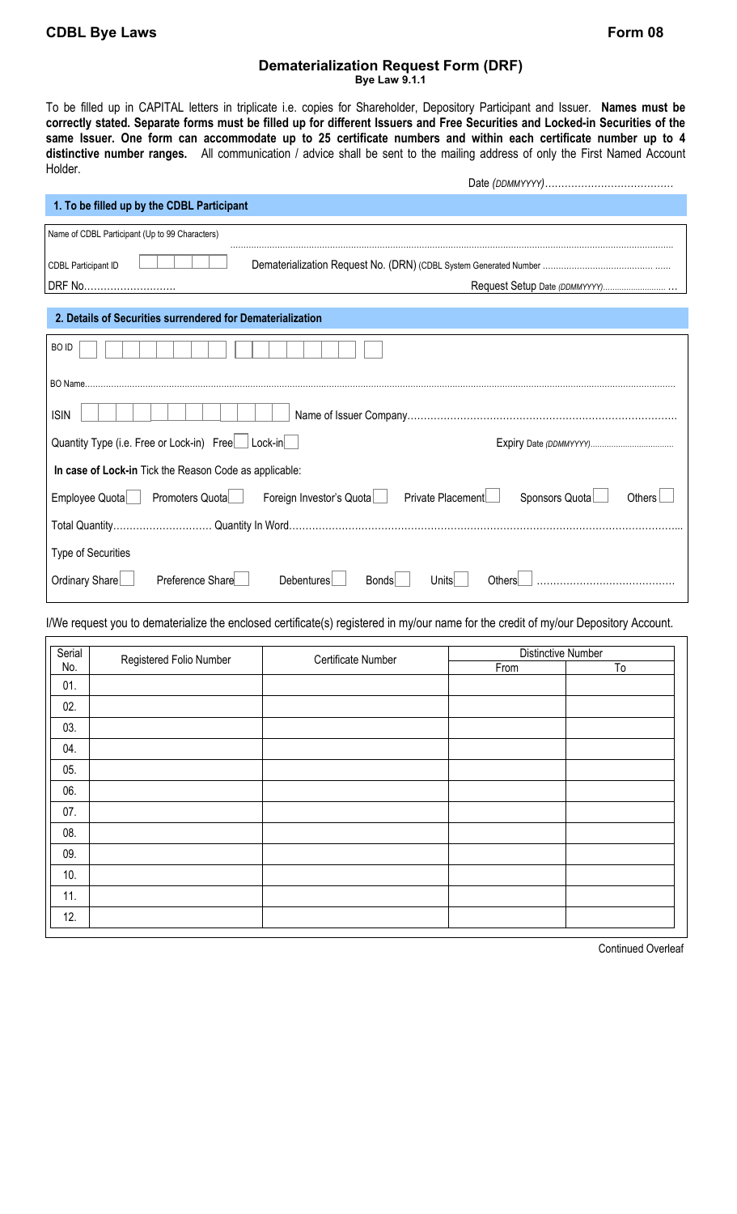**CDBL Bye Laws** **Form 08**

# Dematerialization Request Form (DRF)

**Bye Law 9.1.1**

To be filled up in CAPITAL letters in triplicate i.e. copies for Shareholder, Depository Participant and Issuer. **Names must be correctly stated. Separate forms must be filled up for different Issuers and Free Securities and Locked-in Securities of the same Issuer. One form can accommodate up to 25 certificate numbers and within each certificate number up to 4 distinctive number ranges.** All communication / advice shall be sent to the mailing address of only the First Named Account Holder.

Date *(DDMMYYYY)*……………………………….

## 1. To be filled up by the CDBL Participant

Name of CDBL Participant (Up to 99 Characters) ……………………………………………………………………………………

CDBL Participant ID ☐☐☐☐☐ Dematerialization Request No. (DRN) (CDBL System Generated Number ………………………………… ……

DRF No……………………… Request Setup Date *(DDMMYYYY)*……………………. …

## 2. Details of Securities surrendered for Dematerialization

BO ID ☐☐☐☐☐☐☐☐ ☐☐☐☐☐☐☐ ☐

BO Name……………………………………………………………………………………………………………………………………

ISIN ☐☐☐☐☐☐☐☐☐☐☐☐ Name of Issuer Company……………………………………………………………………….

Quantity Type (i.e. Free or Lock-in) Free ☐ Lock-in ☐ Expiry Date *(DDMMYYYY)*……………………………

**In case of Lock-in** Tick the Reason Code as applicable:

Employee Quota ☐ Promoters Quota ☐ Foreign Investor's Quota ☐ Private Placement ☐ Sponsors Quota ☐ Others ☐

Total Quantity………………………… Quantity In Word…………………………………………………………………………………………..

Type of Securities

Ordinary Share ☐ Preference Share ☐ Debentures ☐ Bonds ☐ Units ☐ Others ☐ ……………………………………

I/We request you to dematerialize the enclosed certificate(s) registered in my/our name for the credit of my/our Depository Account.

| Serial No. | Registered Folio Number | Certificate Number | Distinctive Number | |
|---|---|---|---|---|
| | | | From | To |
| 01. | | | | |
| 02. | | | | |
| 03. | | | | |
| 04. | | | | |
| 05. | | | | |
| 06. | | | | |
| 07. | | | | |
| 08. | | | | |
| 09. | | | | |
| 10. | | | | |
| 11. | | | | |
| 12. | | | | |

Continued Overleaf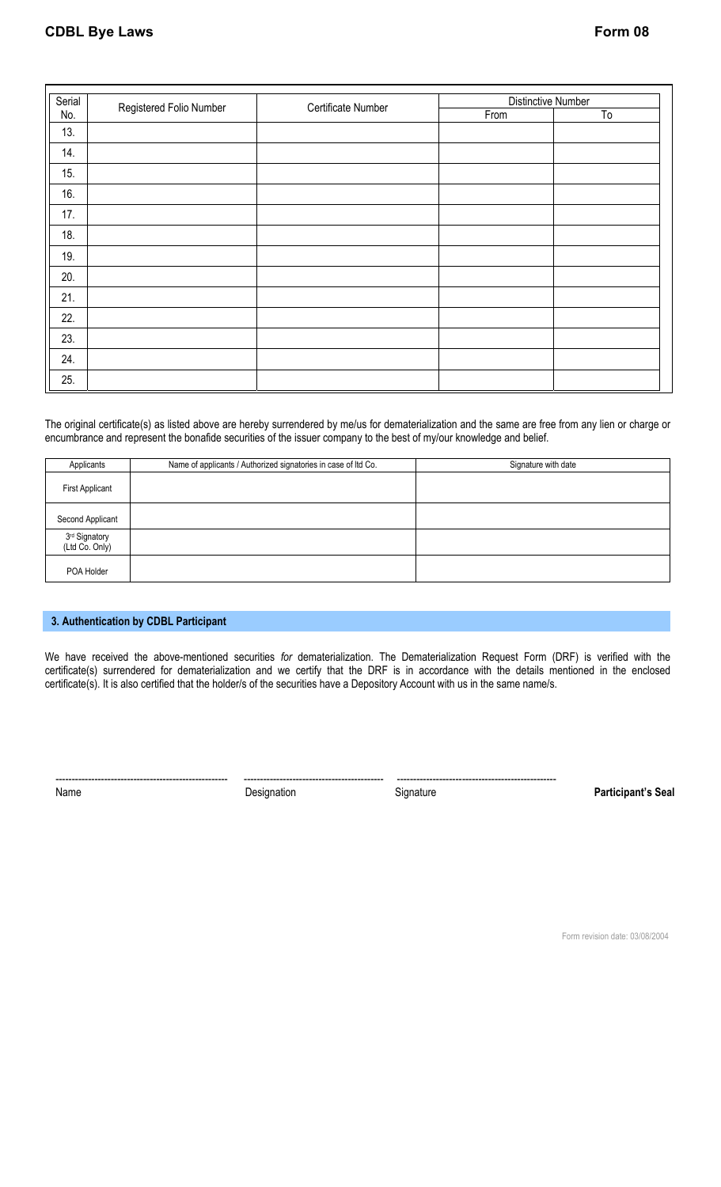| Serial No. | Registered Folio Number | Certificate Number | Distinctive Number | |
|---|---|---|---|---|
| | | | From | To |
| 13. | | | | |
| 14. | | | | |
| 15. | | | | |
| 16. | | | | |
| 17. | | | | |
| 18. | | | | |
| 19. | | | | |
| 20. | | | | |
| 21. | | | | |
| 22. | | | | |
| 23. | | | | |
| 24. | | | | |
| 25. | | | | |

The original certificate(s) as listed above are hereby surrendered by me/us for dematerialization and the same are free from any lien or charge or encumbrance and represent the bonafide securities of the issuer company to the best of my/our knowledge and belief.

| Applicants | Name of applicants / Authorized signatories in case of ltd Co. | Signature with date |
|---|---|---|
| First Applicant | | |
| Second Applicant | | |
| 3rd Signatory (Ltd Co. Only) | | |
| POA Holder | | |

### 3. Authentication by CDBL Participant

We have received the above-mentioned securities *for* dematerialization. The Dematerialization Request Form (DRF) is verified with the certificate(s) surrendered for dematerialization and we certify that the DRF is in accordance with the details mentioned in the enclosed certificate(s). It is also certified that the holder/s of the securities have a Depository Account with us in the same name/s.

------------------------------------------------------ ------------------------------------------- -------------------------------------------------

Name Designation Signature **Participant's Seal**

Form revision date: 03/08/2004